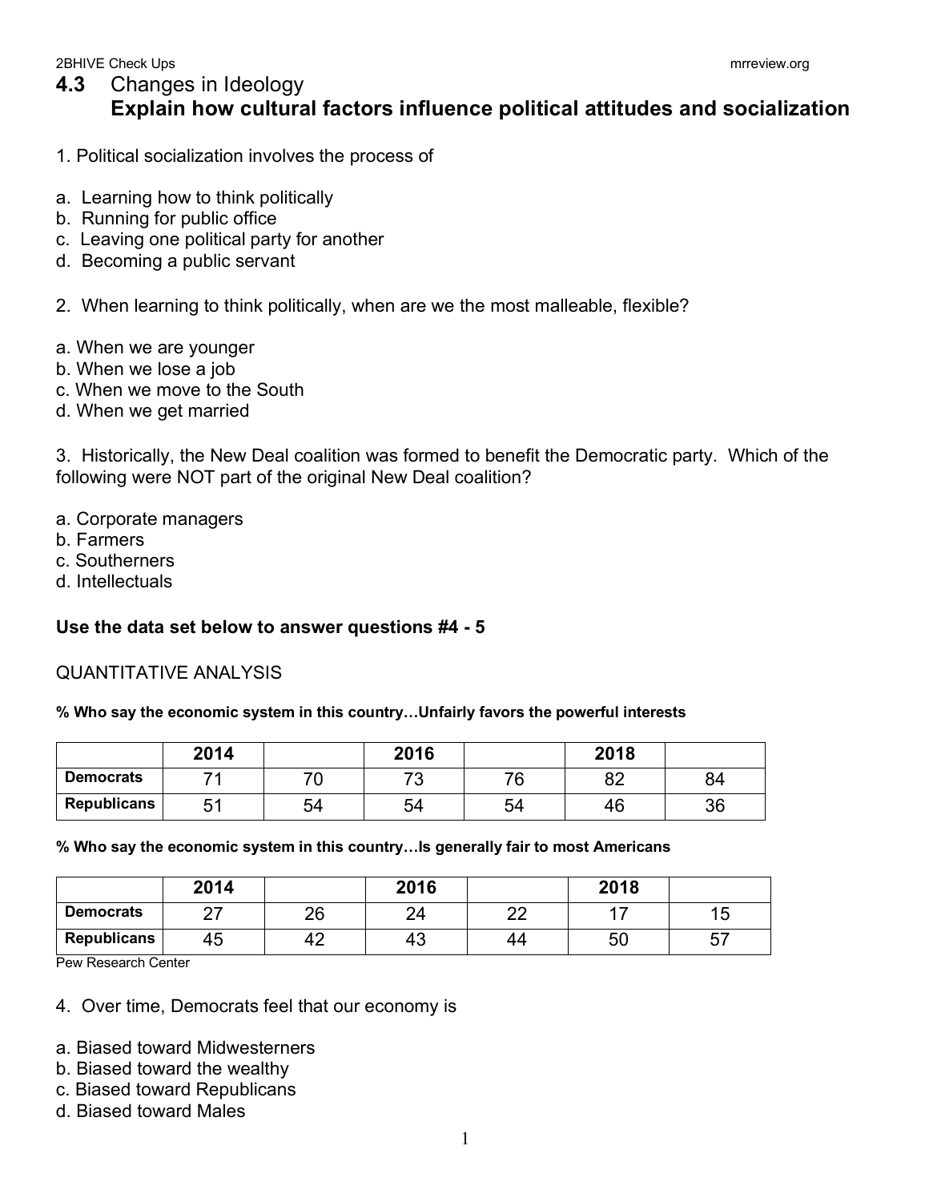## 4.3 Changes in Ideology

### Explain how cultural factors influence political attitudes and socialization

1. Political socialization involves the process of

a. Learning how to think politically
b. Running for public office
c. Leaving one political party for another
d. Becoming a public servant

2. When learning to think politically, when are we the most malleable, flexible?

a. When we are younger
b. When we lose a job
c. When we move to the South
d. When we get married

3. Historically, the New Deal coalition was formed to benefit the Democratic party. Which of the following were NOT part of the original New Deal coalition?

a. Corporate managers
b. Farmers
c. Southerners
d. Intellectuals

**Use the data set below to answer questions #4 - 5**

QUANTITATIVE ANALYSIS

**% Who say the economic system in this country…Unfairly favors the powerful interests**

| | 2014 | | 2016 | | 2018 | |
|---|---|---|---|---|---|---|
| **Democrats** | 71 | 70 | 73 | 76 | 82 | 84 |
| **Republicans** | 51 | 54 | 54 | 54 | 46 | 36 |

**% Who say the economic system in this country…Is generally fair to most Americans**

| | 2014 | | 2016 | | 2018 | |
|---|---|---|---|---|---|---|
| **Democrats** | 27 | 26 | 24 | 22 | 17 | 15 |
| **Republicans** | 45 | 42 | 43 | 44 | 50 | 57 |

Pew Research Center

4. Over time, Democrats feel that our economy is

a. Biased toward Midwesterners
b. Biased toward the wealthy
c. Biased toward Republicans
d. Biased toward Males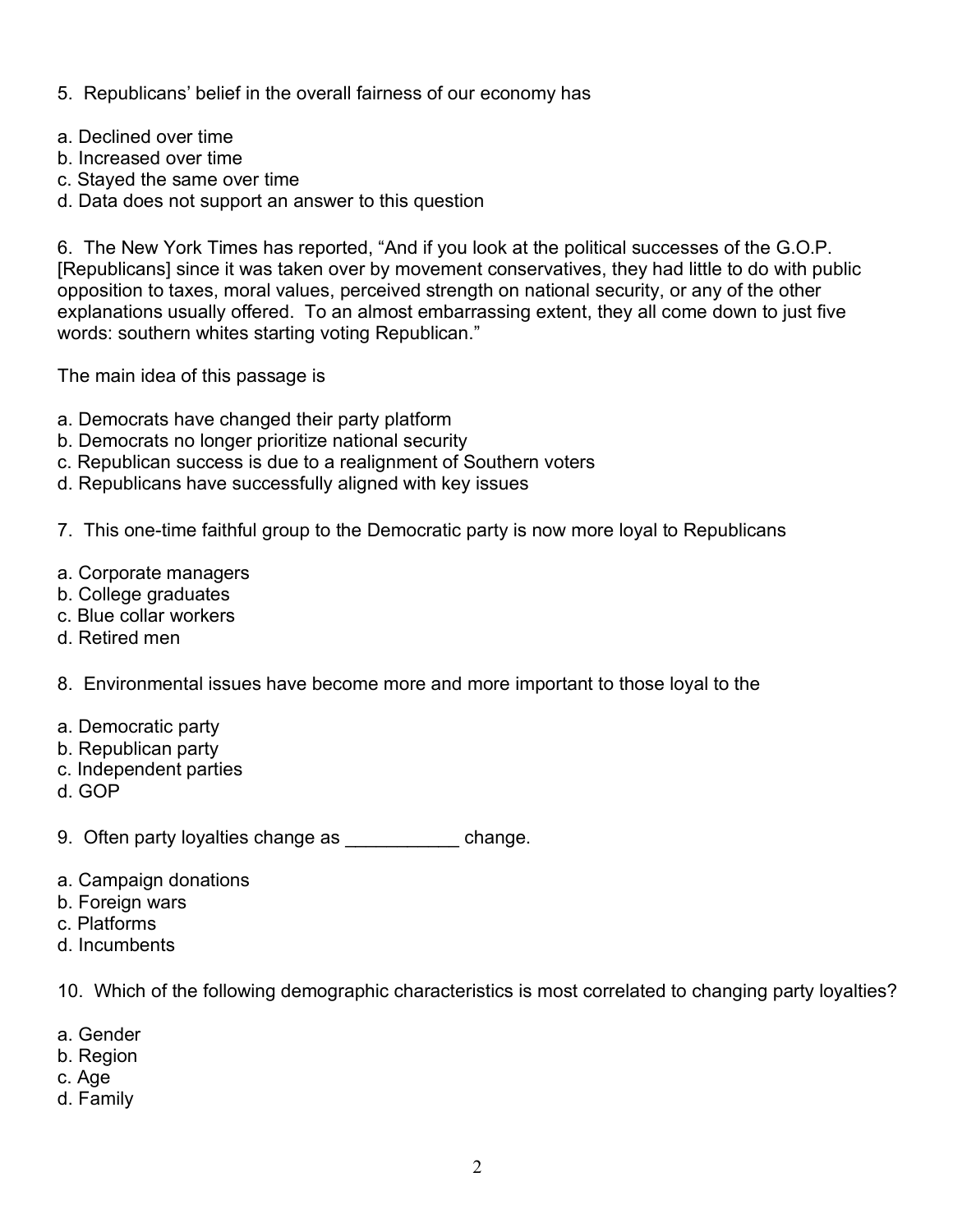5. Republicans' belief in the overall fairness of our economy has

a. Declined over time
b. Increased over time
c. Stayed the same over time
d. Data does not support an answer to this question

6. The New York Times has reported, "And if you look at the political successes of the G.O.P. [Republicans] since it was taken over by movement conservatives, they had little to do with public opposition to taxes, moral values, perceived strength on national security, or any of the other explanations usually offered. To an almost embarrassing extent, they all come down to just five words: southern whites starting voting Republican."

The main idea of this passage is

a. Democrats have changed their party platform
b. Democrats no longer prioritize national security
c. Republican success is due to a realignment of Southern voters
d. Republicans have successfully aligned with key issues

7. This one-time faithful group to the Democratic party is now more loyal to Republicans

a. Corporate managers
b. College graduates
c. Blue collar workers
d. Retired men

8. Environmental issues have become more and more important to those loyal to the

a. Democratic party
b. Republican party
c. Independent parties
d. GOP

9. Often party loyalties change as ___________ change.

a. Campaign donations
b. Foreign wars
c. Platforms
d. Incumbents

10. Which of the following demographic characteristics is most correlated to changing party loyalties?

a. Gender
b. Region
c. Age
d. Family